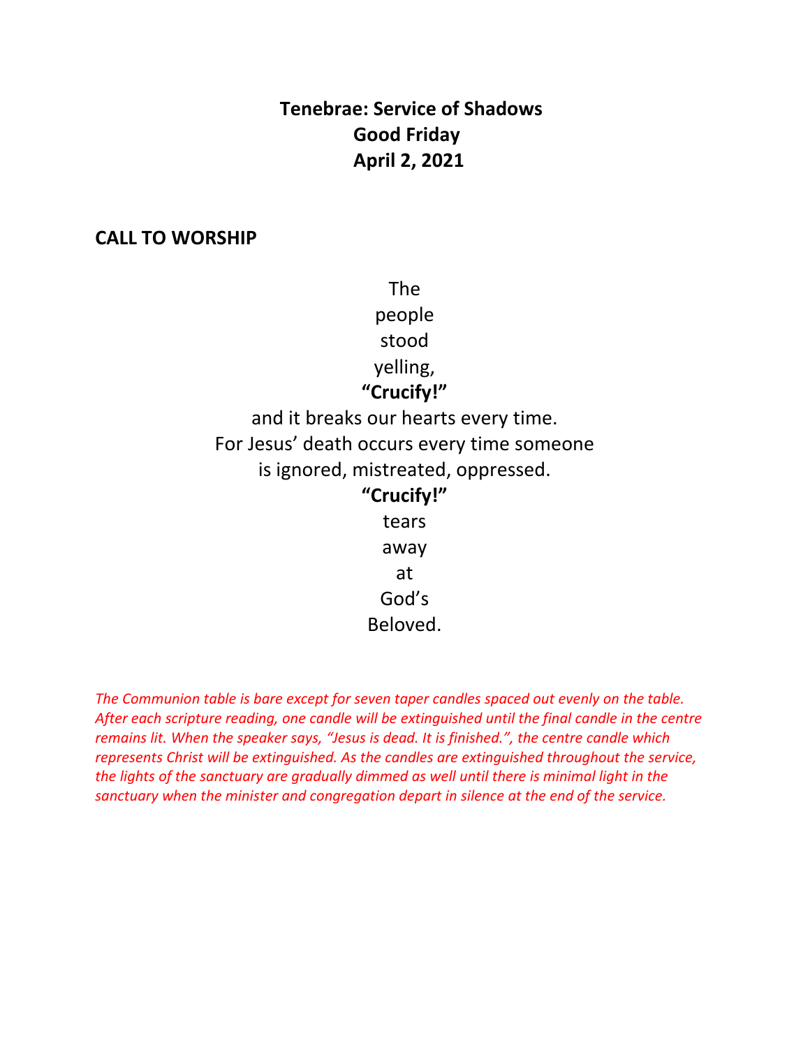**Tenebrae: Service of Shadows**
**Good Friday**
**April 2, 2021**

## CALL TO WORSHIP

The
people
stood
yelling,
**"Crucify!"**
and it breaks our hearts every time.
For Jesus' death occurs every time someone
is ignored, mistreated, oppressed.
**"Crucify!"**
tears
away
at
God's
Beloved.

*The Communion table is bare except for seven taper candles spaced out evenly on the table. After each scripture reading, one candle will be extinguished until the final candle in the centre remains lit. When the speaker says, "Jesus is dead. It is finished.", the centre candle which represents Christ will be extinguished. As the candles are extinguished throughout the service, the lights of the sanctuary are gradually dimmed as well until there is minimal light in the sanctuary when the minister and congregation depart in silence at the end of the service.*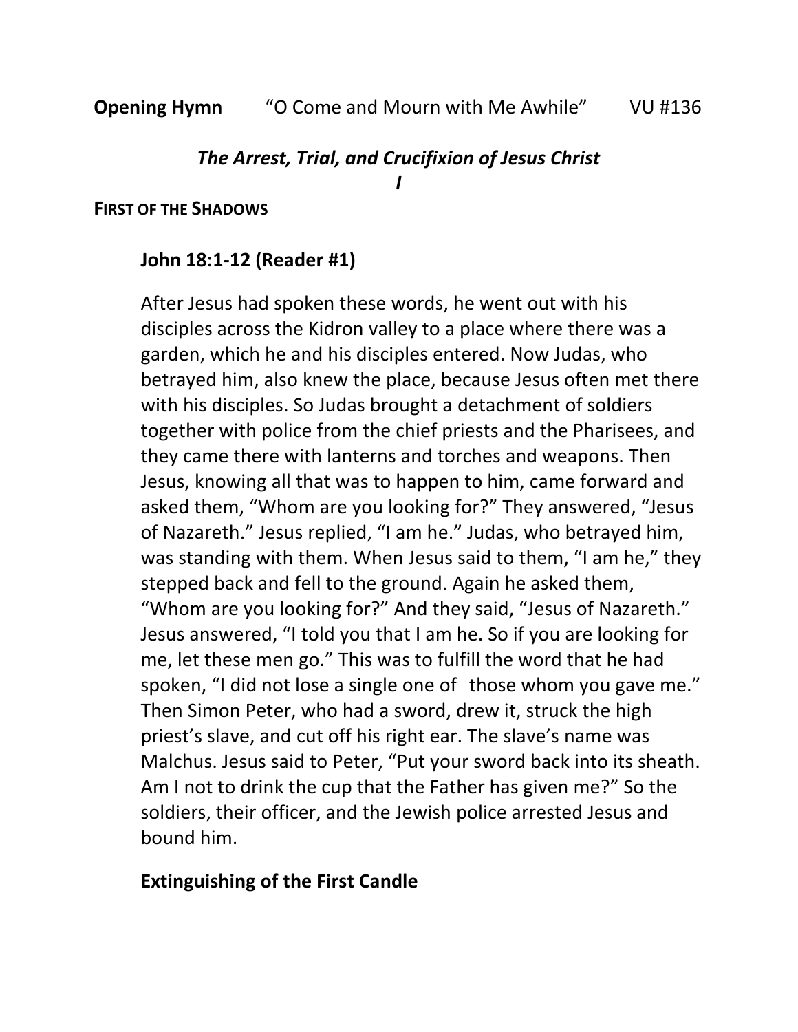**Opening Hymn** "O Come and Mourn with Me Awhile" VU #136

### *The Arrest, Trial, and Crucifixion of Jesus Christ*

### *I*

**FIRST OF THE SHADOWS**

**John 18:1-12 (Reader #1)**

After Jesus had spoken these words, he went out with his disciples across the Kidron valley to a place where there was a garden, which he and his disciples entered. Now Judas, who betrayed him, also knew the place, because Jesus often met there with his disciples. So Judas brought a detachment of soldiers together with police from the chief priests and the Pharisees, and they came there with lanterns and torches and weapons. Then Jesus, knowing all that was to happen to him, came forward and asked them, "Whom are you looking for?" They answered, "Jesus of Nazareth." Jesus replied, "I am he." Judas, who betrayed him, was standing with them. When Jesus said to them, "I am he," they stepped back and fell to the ground. Again he asked them, "Whom are you looking for?" And they said, "Jesus of Nazareth." Jesus answered, "I told you that I am he. So if you are looking for me, let these men go." This was to fulfill the word that he had spoken, "I did not lose a single one of those whom you gave me." Then Simon Peter, who had a sword, drew it, struck the high priest's slave, and cut off his right ear. The slave's name was Malchus. Jesus said to Peter, "Put your sword back into its sheath. Am I not to drink the cup that the Father has given me?" So the soldiers, their officer, and the Jewish police arrested Jesus and bound him.

**Extinguishing of the First Candle**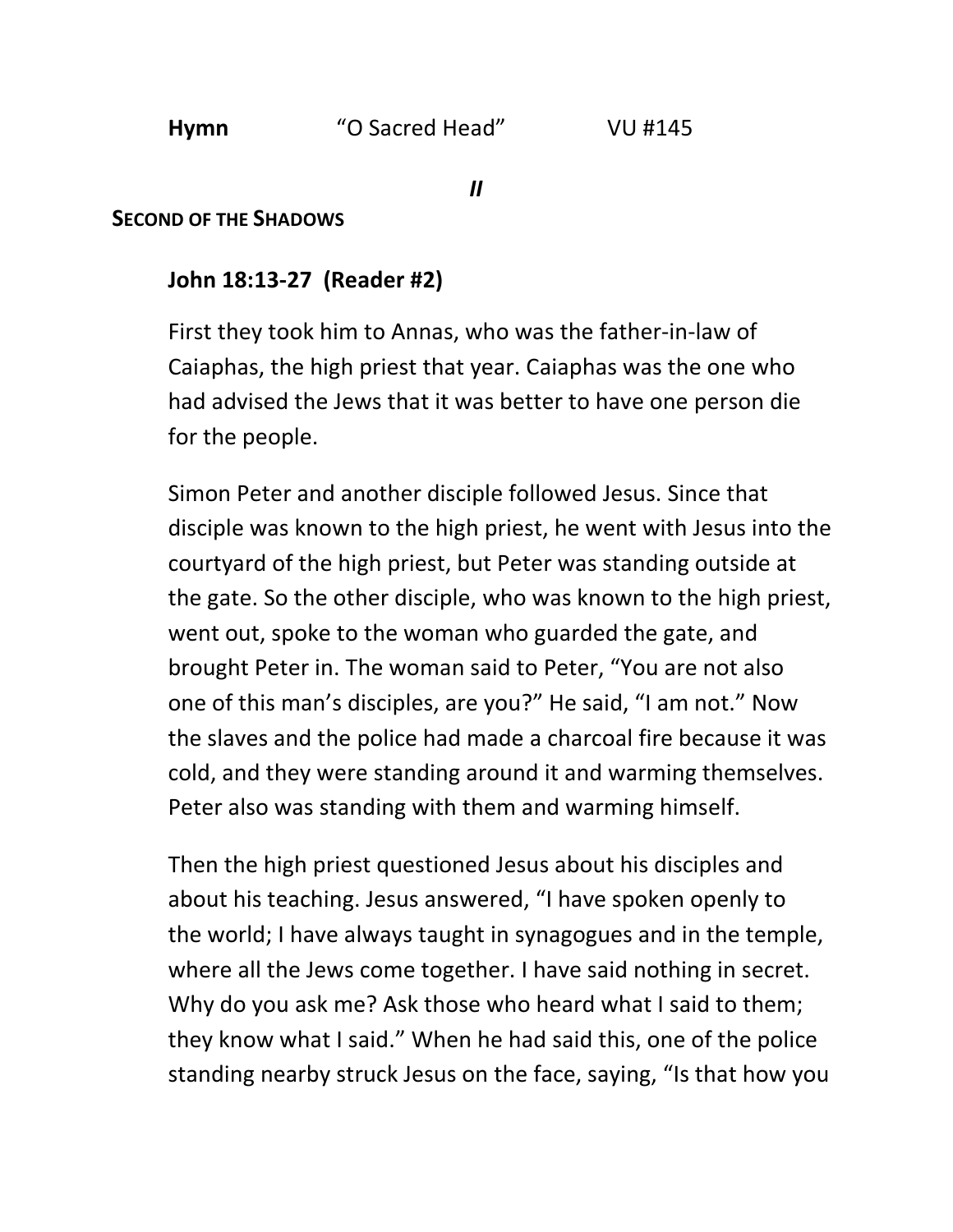**Hymn** "O Sacred Head" VU #145

***II***

**SECOND OF THE SHADOWS**

**John 18:13-27 (Reader #2)**

First they took him to Annas, who was the father-in-law of Caiaphas, the high priest that year. Caiaphas was the one who had advised the Jews that it was better to have one person die for the people.

Simon Peter and another disciple followed Jesus. Since that disciple was known to the high priest, he went with Jesus into the courtyard of the high priest, but Peter was standing outside at the gate. So the other disciple, who was known to the high priest, went out, spoke to the woman who guarded the gate, and brought Peter in. The woman said to Peter, "You are not also one of this man's disciples, are you?" He said, "I am not." Now the slaves and the police had made a charcoal fire because it was cold, and they were standing around it and warming themselves. Peter also was standing with them and warming himself.

Then the high priest questioned Jesus about his disciples and about his teaching. Jesus answered, "I have spoken openly to the world; I have always taught in synagogues and in the temple, where all the Jews come together. I have said nothing in secret. Why do you ask me? Ask those who heard what I said to them; they know what I said." When he had said this, one of the police standing nearby struck Jesus on the face, saying, "Is that how you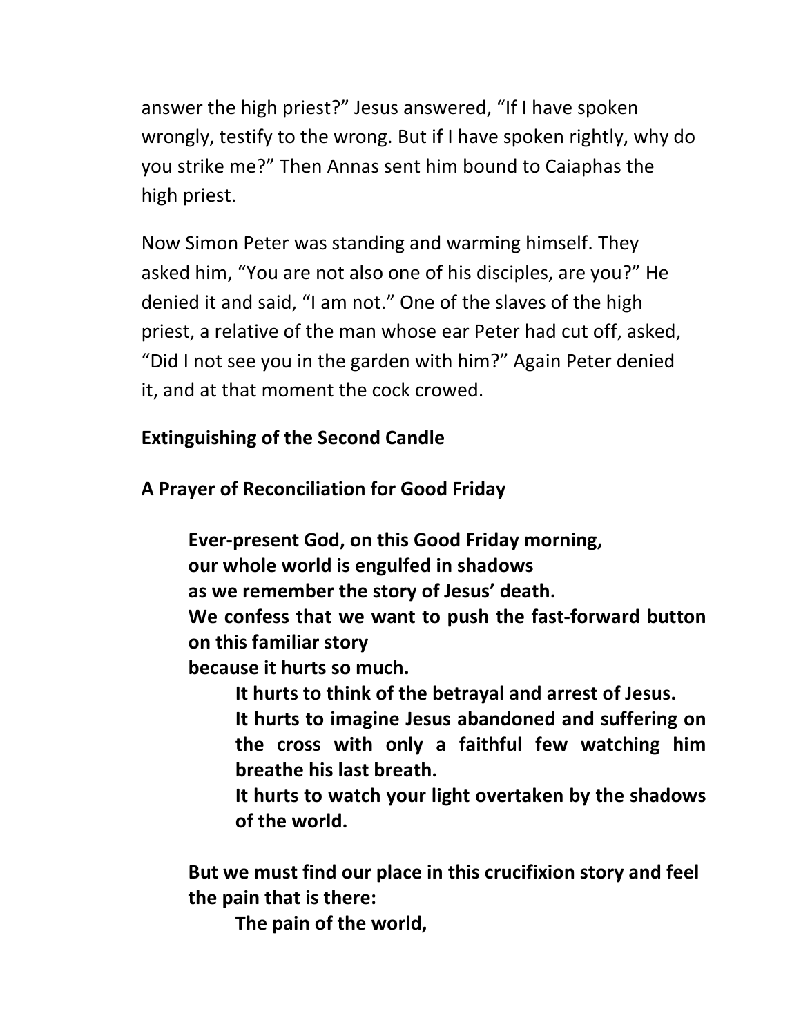answer the high priest?" Jesus answered, "If I have spoken wrongly, testify to the wrong. But if I have spoken rightly, why do you strike me?" Then Annas sent him bound to Caiaphas the high priest.

Now Simon Peter was standing and warming himself. They asked him, "You are not also one of his disciples, are you?" He denied it and said, "I am not." One of the slaves of the high priest, a relative of the man whose ear Peter had cut off, asked, "Did I not see you in the garden with him?" Again Peter denied it, and at that moment the cock crowed.

**Extinguishing of the Second Candle**

**A Prayer of Reconciliation for Good Friday**

> **Ever-present God, on this Good Friday morning,**
> **our whole world is engulfed in shadows**
> **as we remember the story of Jesus' death.**
> **We confess that we want to push the fast-forward button on this familiar story**
> **because it hurts so much.**
>
> > **It hurts to think of the betrayal and arrest of Jesus.**
> > **It hurts to imagine Jesus abandoned and suffering on the cross with only a faithful few watching him breathe his last breath.**
> > **It hurts to watch your light overtaken by the shadows of the world.**
>
> **But we must find our place in this crucifixion story and feel the pain that is there:**
>
> > **The pain of the world,**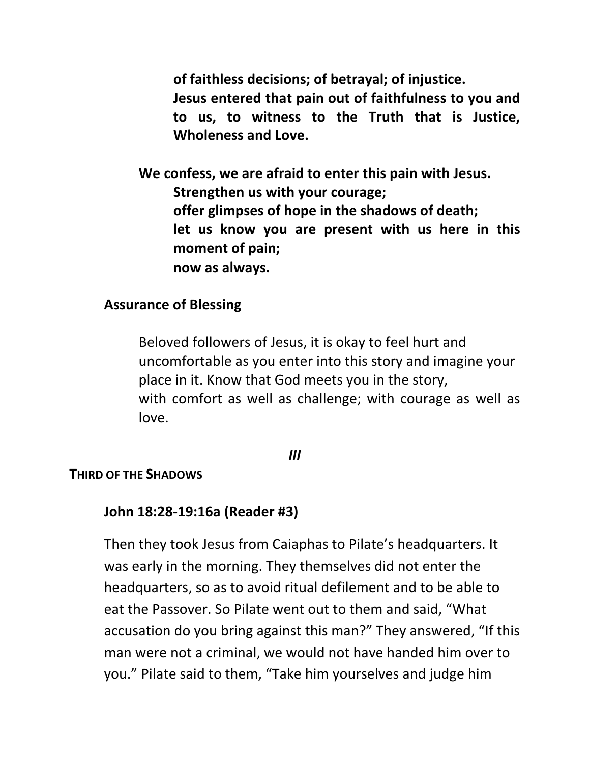**of faithless decisions; of betrayal; of injustice.**
**Jesus entered that pain out of faithfulness to you and to us, to witness to the Truth that is Justice, Wholeness and Love.**

**We confess, we are afraid to enter this pain with Jesus.**
**Strengthen us with your courage;**
**offer glimpses of hope in the shadows of death;**
**let us know you are present with us here in this moment of pain;**
**now as always.**

**Assurance of Blessing**

Beloved followers of Jesus, it is okay to feel hurt and uncomfortable as you enter into this story and imagine your place in it. Know that God meets you in the story, with comfort as well as challenge; with courage as well as love.

***III***

## THIRD OF THE SHADOWS

**John 18:28-19:16a (Reader #3)**

Then they took Jesus from Caiaphas to Pilate's headquarters. It was early in the morning. They themselves did not enter the headquarters, so as to avoid ritual defilement and to be able to eat the Passover. So Pilate went out to them and said, "What accusation do you bring against this man?" They answered, "If this man were not a criminal, we would not have handed him over to you." Pilate said to them, "Take him yourselves and judge him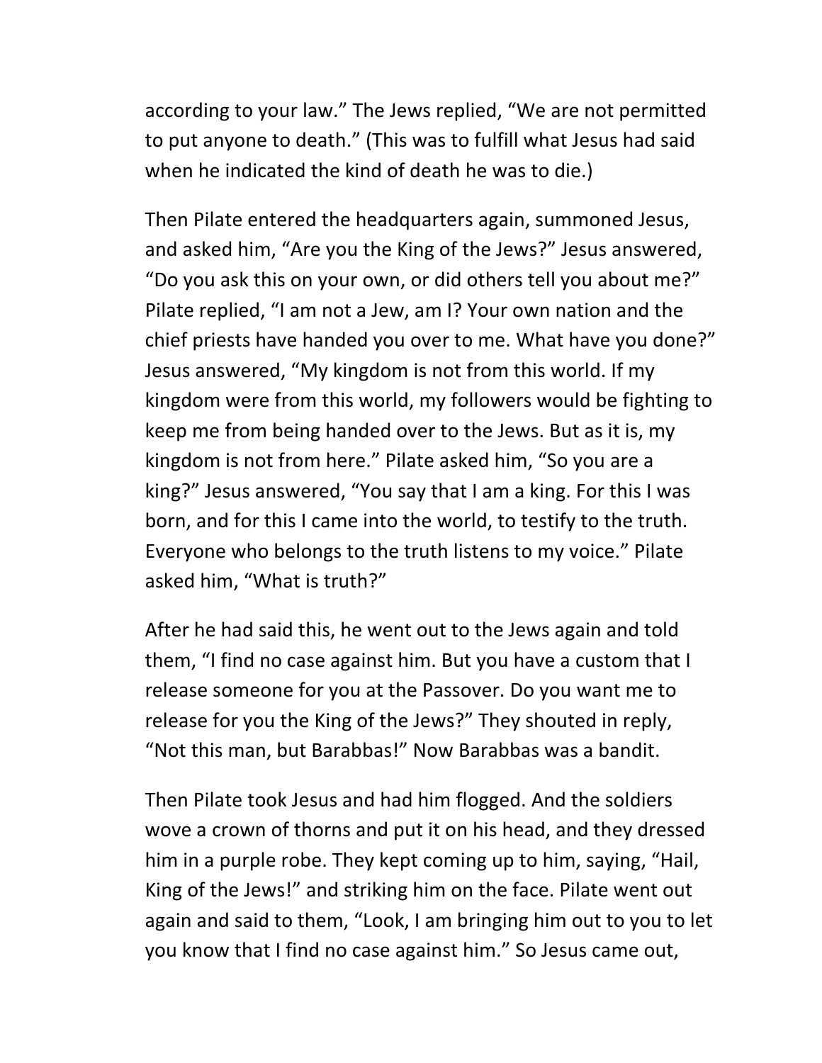according to your law." The Jews replied, "We are not permitted to put anyone to death." (This was to fulfill what Jesus had said when he indicated the kind of death he was to die.)

Then Pilate entered the headquarters again, summoned Jesus, and asked him, "Are you the King of the Jews?" Jesus answered, "Do you ask this on your own, or did others tell you about me?" Pilate replied, "I am not a Jew, am I? Your own nation and the chief priests have handed you over to me. What have you done?" Jesus answered, "My kingdom is not from this world. If my kingdom were from this world, my followers would be fighting to keep me from being handed over to the Jews. But as it is, my kingdom is not from here." Pilate asked him, "So you are a king?" Jesus answered, "You say that I am a king. For this I was born, and for this I came into the world, to testify to the truth. Everyone who belongs to the truth listens to my voice." Pilate asked him, "What is truth?"

After he had said this, he went out to the Jews again and told them, "I find no case against him. But you have a custom that I release someone for you at the Passover. Do you want me to release for you the King of the Jews?" They shouted in reply, "Not this man, but Barabbas!" Now Barabbas was a bandit.

Then Pilate took Jesus and had him flogged. And the soldiers wove a crown of thorns and put it on his head, and they dressed him in a purple robe. They kept coming up to him, saying, "Hail, King of the Jews!" and striking him on the face. Pilate went out again and said to them, "Look, I am bringing him out to you to let you know that I find no case against him." So Jesus came out,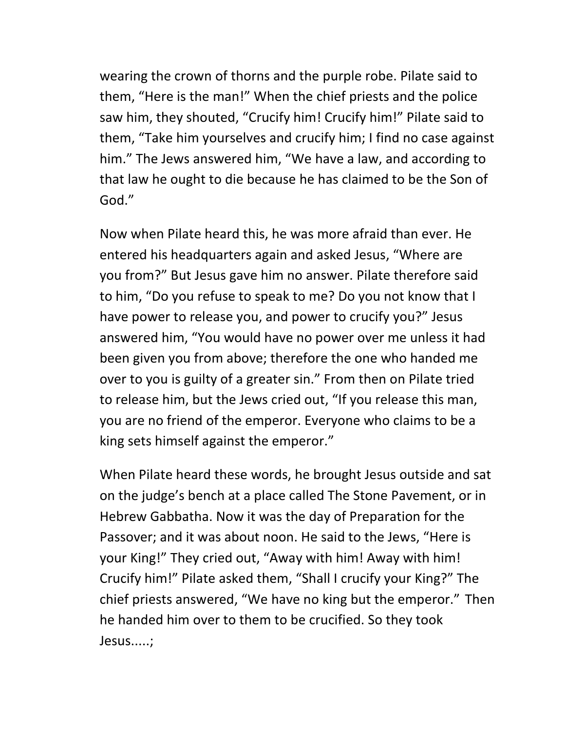wearing the crown of thorns and the purple robe. Pilate said to them, “Here is the man!” When the chief priests and the police saw him, they shouted, “Crucify him! Crucify him!” Pilate said to them, “Take him yourselves and crucify him; I find no case against him.” The Jews answered him, “We have a law, and according to that law he ought to die because he has claimed to be the Son of God.”

Now when Pilate heard this, he was more afraid than ever. He entered his headquarters again and asked Jesus, “Where are you from?” But Jesus gave him no answer. Pilate therefore said to him, “Do you refuse to speak to me? Do you not know that I have power to release you, and power to crucify you?” Jesus answered him, “You would have no power over me unless it had been given you from above; therefore the one who handed me over to you is guilty of a greater sin.” From then on Pilate tried to release him, but the Jews cried out, “If you release this man, you are no friend of the emperor. Everyone who claims to be a king sets himself against the emperor.”

When Pilate heard these words, he brought Jesus outside and sat on the judge’s bench at a place called The Stone Pavement, or in Hebrew Gabbatha. Now it was the day of Preparation for the Passover; and it was about noon. He said to the Jews, “Here is your King!” They cried out, “Away with him! Away with him! Crucify him!” Pilate asked them, “Shall I crucify your King?” The chief priests answered, “We have no king but the emperor.” Then he handed him over to them to be crucified. So they took Jesus.....;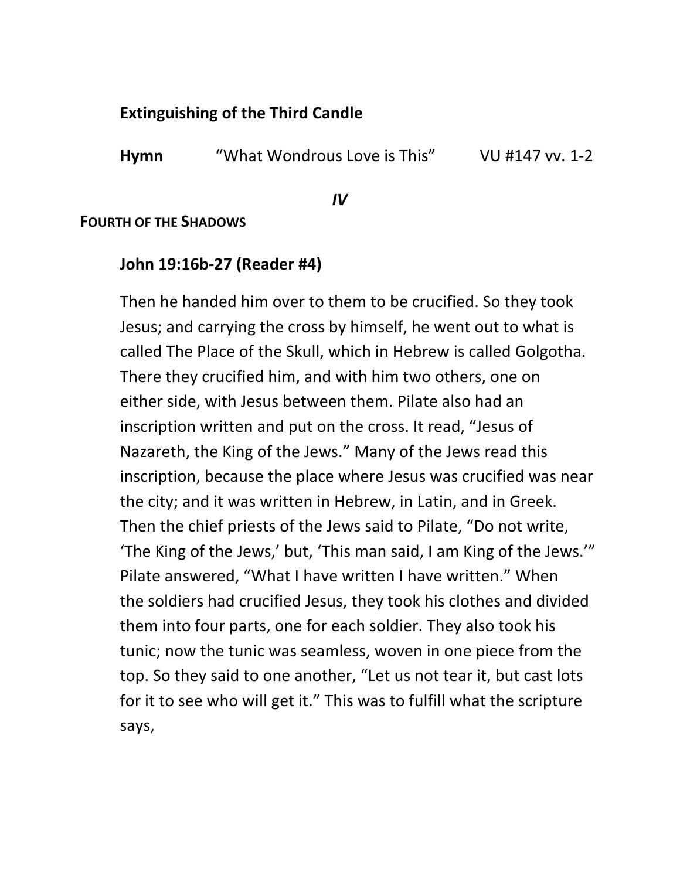**Extinguishing of the Third Candle**

**Hymn** “What Wondrous Love is This” VU #147 vv. 1-2

***IV***

## FOURTH OF THE SHADOWS

**John 19:16b-27 (Reader #4)**

Then he handed him over to them to be crucified. So they took Jesus; and carrying the cross by himself, he went out to what is called The Place of the Skull, which in Hebrew is called Golgotha. There they crucified him, and with him two others, one on either side, with Jesus between them. Pilate also had an inscription written and put on the cross. It read, “Jesus of Nazareth, the King of the Jews.” Many of the Jews read this inscription, because the place where Jesus was crucified was near the city; and it was written in Hebrew, in Latin, and in Greek. Then the chief priests of the Jews said to Pilate, “Do not write, ‘The King of the Jews,’ but, ‘This man said, I am King of the Jews.’” Pilate answered, “What I have written I have written.” When the soldiers had crucified Jesus, they took his clothes and divided them into four parts, one for each soldier. They also took his tunic; now the tunic was seamless, woven in one piece from the top. So they said to one another, “Let us not tear it, but cast lots for it to see who will get it.” This was to fulfill what the scripture says,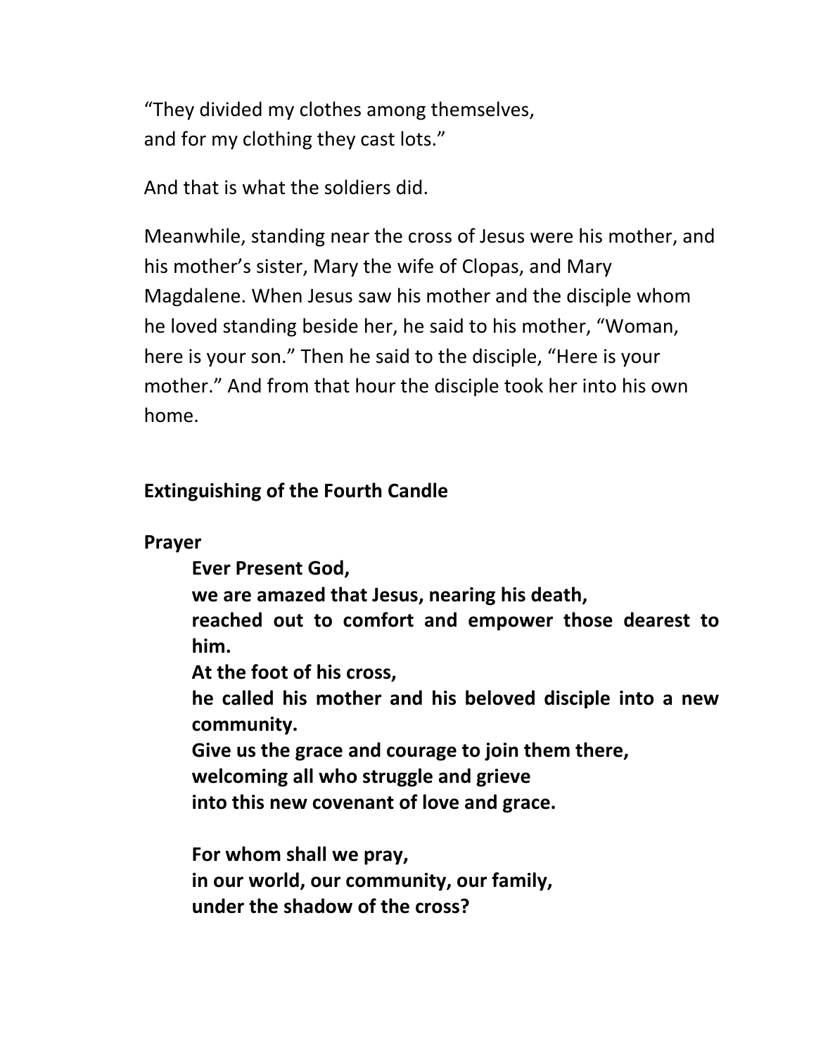"They divided my clothes among themselves,
and for my clothing they cast lots."

And that is what the soldiers did.

Meanwhile, standing near the cross of Jesus were his mother, and his mother's sister, Mary the wife of Clopas, and Mary Magdalene. When Jesus saw his mother and the disciple whom he loved standing beside her, he said to his mother, "Woman, here is your son." Then he said to the disciple, "Here is your mother." And from that hour the disciple took her into his own home.

**Extinguishing of the Fourth Candle**

**Prayer**

**Ever Present God,**
**we are amazed that Jesus, nearing his death,**
**reached out to comfort and empower those dearest to him.**
**At the foot of his cross,**
**he called his mother and his beloved disciple into a new community.**
**Give us the grace and courage to join them there,**
**welcoming all who struggle and grieve**
**into this new covenant of love and grace.**

**For whom shall we pray,**
**in our world, our community, our family,**
**under the shadow of the cross?**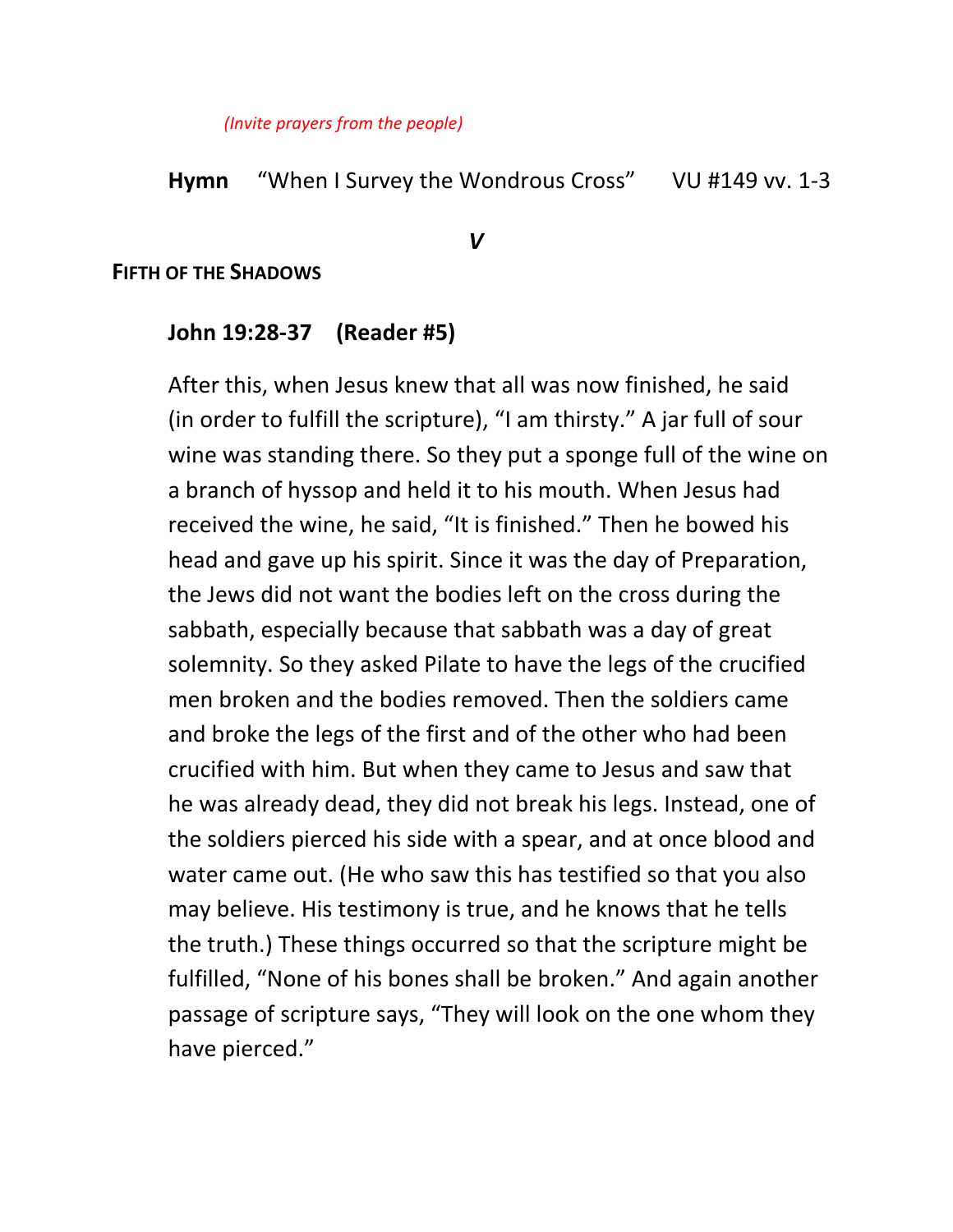*(Invite prayers from the people)*

**Hymn** “When I Survey the Wondrous Cross” VU #149 vv. 1-3

***V***

## FIFTH OF THE SHADOWS

**John 19:28-37 (Reader #5)**

After this, when Jesus knew that all was now finished, he said (in order to fulfill the scripture), “I am thirsty.” A jar full of sour wine was standing there. So they put a sponge full of the wine on a branch of hyssop and held it to his mouth. When Jesus had received the wine, he said, “It is finished.” Then he bowed his head and gave up his spirit. Since it was the day of Preparation, the Jews did not want the bodies left on the cross during the sabbath, especially because that sabbath was a day of great solemnity. So they asked Pilate to have the legs of the crucified men broken and the bodies removed. Then the soldiers came and broke the legs of the first and of the other who had been crucified with him. But when they came to Jesus and saw that he was already dead, they did not break his legs. Instead, one of the soldiers pierced his side with a spear, and at once blood and water came out. (He who saw this has testified so that you also may believe. His testimony is true, and he knows that he tells the truth.) These things occurred so that the scripture might be fulfilled, “None of his bones shall be broken.” And again another passage of scripture says, “They will look on the one whom they have pierced.”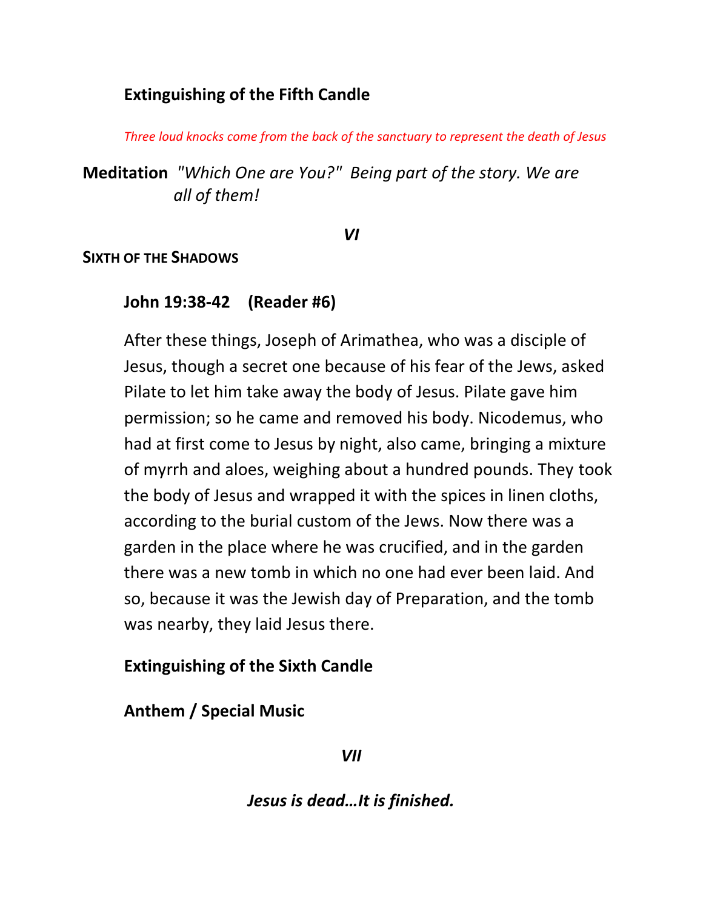**Extinguishing of the Fifth Candle**

*Three loud knocks come from the back of the sanctuary to represent the death of Jesus*

**Meditation** *"Which One are You?" Being part of the story. We are all of them!*

***VI***

**SIXTH OF THE SHADOWS**

**John 19:38-42 (Reader #6)**

After these things, Joseph of Arimathea, who was a disciple of Jesus, though a secret one because of his fear of the Jews, asked Pilate to let him take away the body of Jesus. Pilate gave him permission; so he came and removed his body. Nicodemus, who had at first come to Jesus by night, also came, bringing a mixture of myrrh and aloes, weighing about a hundred pounds. They took the body of Jesus and wrapped it with the spices in linen cloths, according to the burial custom of the Jews. Now there was a garden in the place where he was crucified, and in the garden there was a new tomb in which no one had ever been laid. And so, because it was the Jewish day of Preparation, and the tomb was nearby, they laid Jesus there.

**Extinguishing of the Sixth Candle**

**Anthem / Special Music**

***VII***

***Jesus is dead…It is finished.***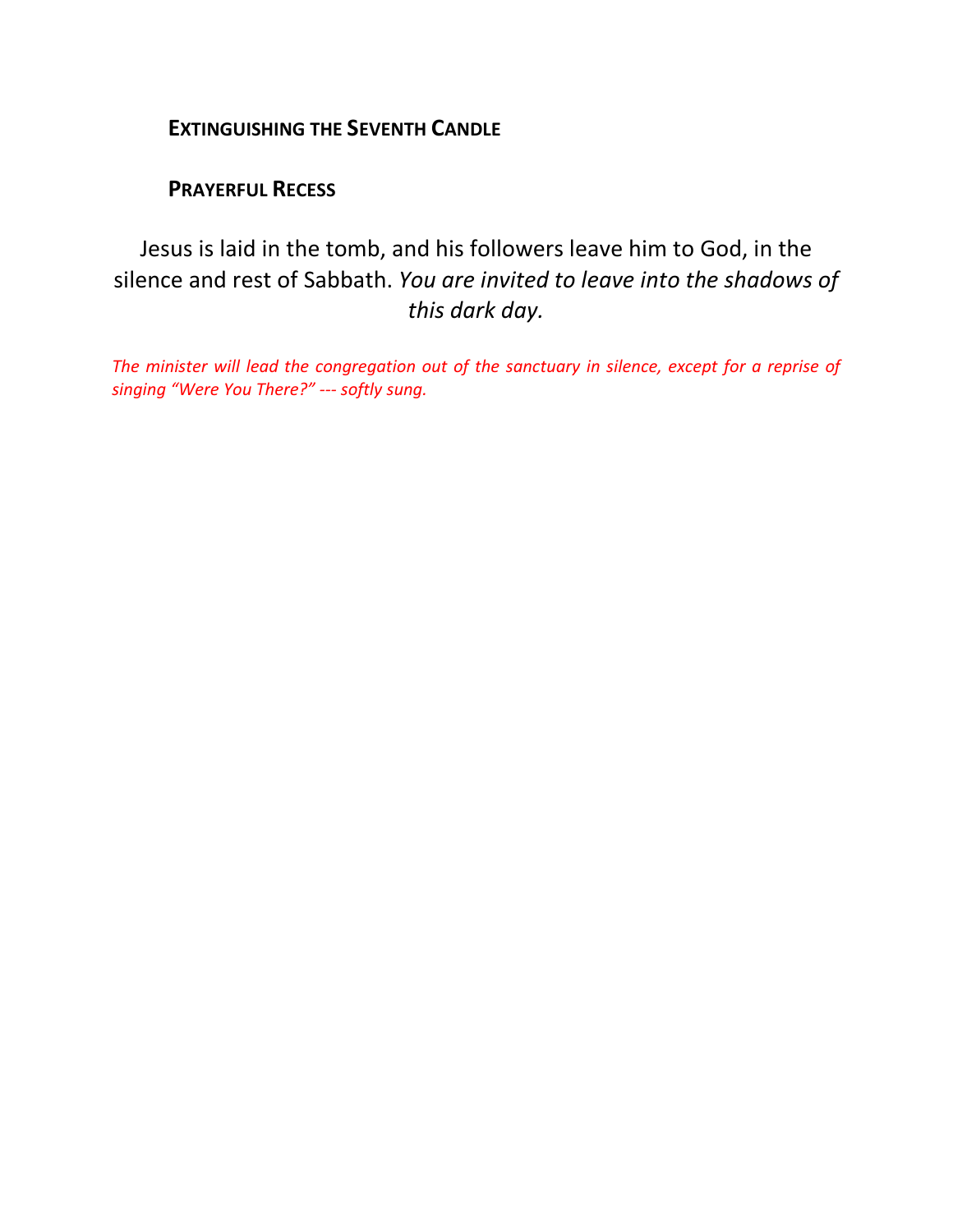**EXTINGUISHING THE SEVENTH CANDLE**

**PRAYERFUL RECESS**

Jesus is laid in the tomb, and his followers leave him to God, in the silence and rest of Sabbath. *You are invited to leave into the shadows of this dark day.*

*The minister will lead the congregation out of the sanctuary in silence, except for a reprise of singing "Were You There?" --- softly sung.*